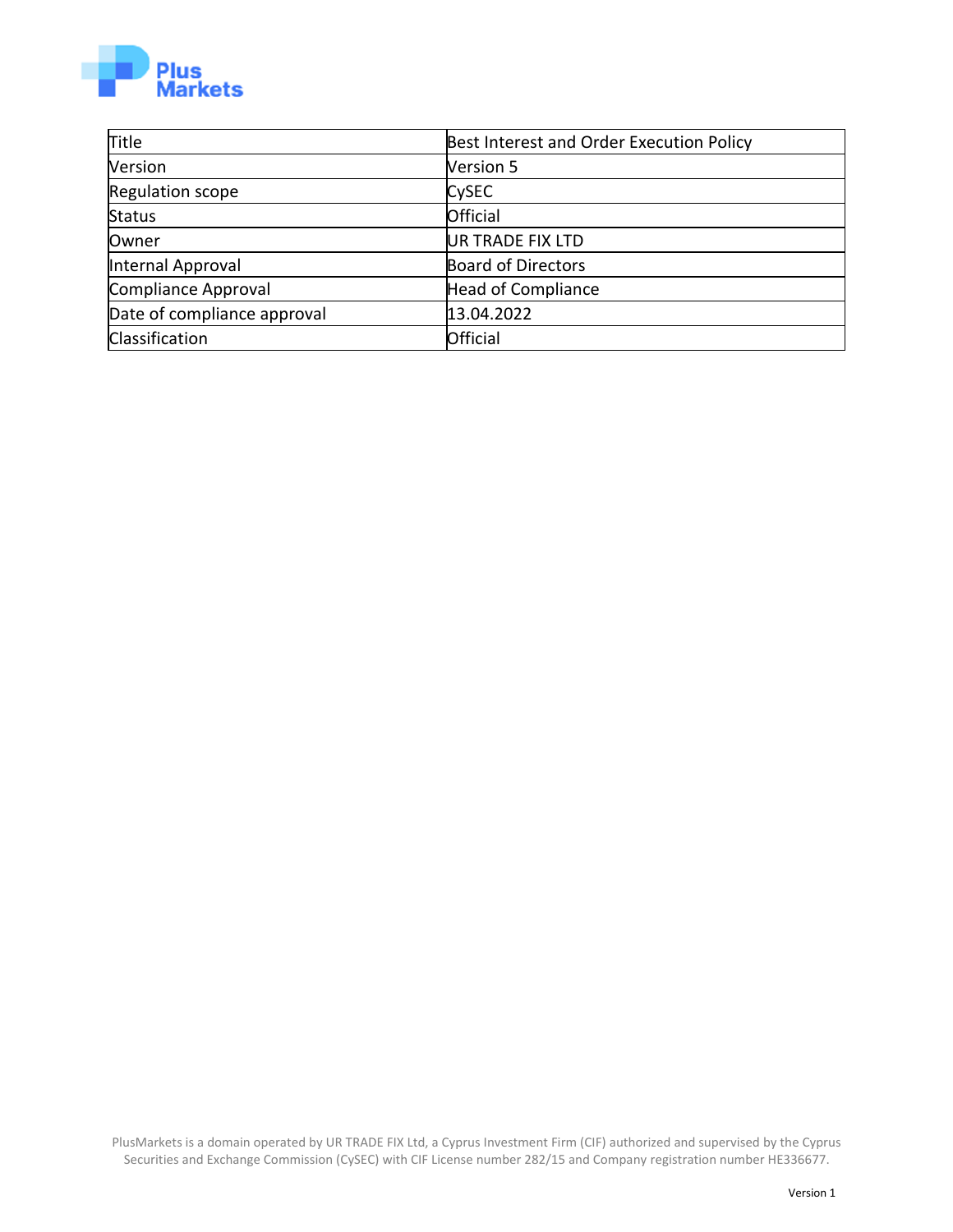Plus Markets

| Title | Best Interest and Order Execution Policy |
| --- | --- |
| Version | Version 5 |
| Regulation scope | CySEC |
| Status | Official |
| Owner | UR TRADE FIX LTD |
| Internal Approval | Board of Directors |
| Compliance Approval | Head of Compliance |
| Date of compliance approval | 13.04.2022 |
| Classification | Official |

PlusMarkets is a domain operated by UR TRADE FIX Ltd, a Cyprus Investment Firm (CIF) authorized and supervised by the Cyprus Securities and Exchange Commission (CySEC) with CIF License number 282/15 and Company registration number HE336677.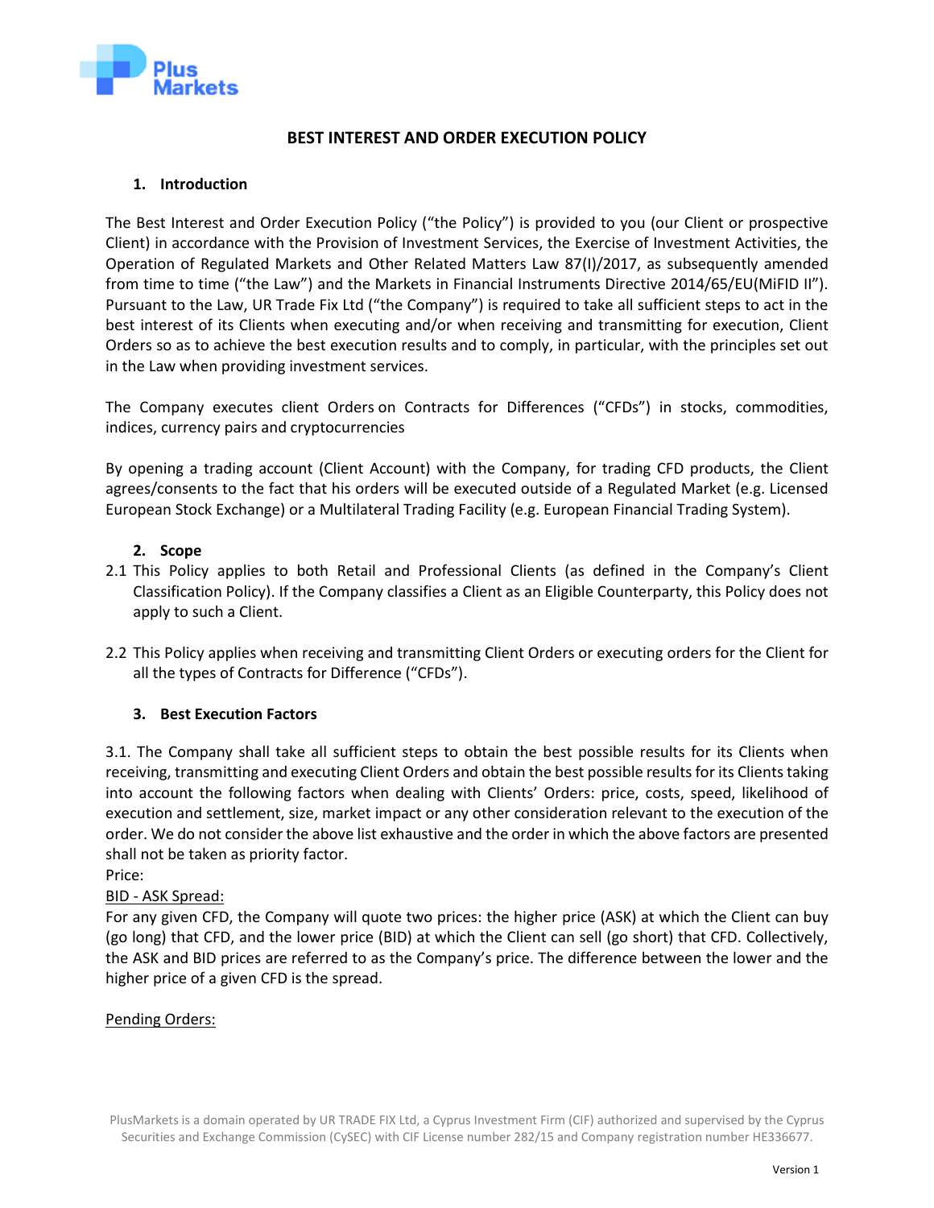## BEST INTEREST AND ORDER EXECUTION POLICY

### 1. Introduction

The Best Interest and Order Execution Policy ("the Policy") is provided to you (our Client or prospective Client) in accordance with the Provision of Investment Services, the Exercise of Investment Activities, the Operation of Regulated Markets and Other Related Matters Law 87(I)/2017, as subsequently amended from time to time ("the Law") and the Markets in Financial Instruments Directive 2014/65/EU(MiFID II"). Pursuant to the Law, UR Trade Fix Ltd ("the Company") is required to take all sufficient steps to act in the best interest of its Clients when executing and/or when receiving and transmitting for execution, Client Orders so as to achieve the best execution results and to comply, in particular, with the principles set out in the Law when providing investment services.

The Company executes client Orders on Contracts for Differences ("CFDs") in stocks, commodities, indices, currency pairs and cryptocurrencies

By opening a trading account (Client Account) with the Company, for trading CFD products, the Client agrees/consents to the fact that his orders will be executed outside of a Regulated Market (e.g. Licensed European Stock Exchange) or a Multilateral Trading Facility (e.g. European Financial Trading System).

### 2. Scope

2.1 This Policy applies to both Retail and Professional Clients (as defined in the Company's Client Classification Policy). If the Company classifies a Client as an Eligible Counterparty, this Policy does not apply to such a Client.

2.2 This Policy applies when receiving and transmitting Client Orders or executing orders for the Client for all the types of Contracts for Difference ("CFDs").

### 3. Best Execution Factors

3.1. The Company shall take all sufficient steps to obtain the best possible results for its Clients when receiving, transmitting and executing Client Orders and obtain the best possible results for its Clients taking into account the following factors when dealing with Clients' Orders: price, costs, speed, likelihood of execution and settlement, size, market impact or any other consideration relevant to the execution of the order. We do not consider the above list exhaustive and the order in which the above factors are presented shall not be taken as priority factor.

Price:

<u>BID - ASK Spread:</u>

For any given CFD, the Company will quote two prices: the higher price (ASK) at which the Client can buy (go long) that CFD, and the lower price (BID) at which the Client can sell (go short) that CFD. Collectively, the ASK and BID prices are referred to as the Company's price. The difference between the lower and the higher price of a given CFD is the spread.

<u>Pending Orders:</u>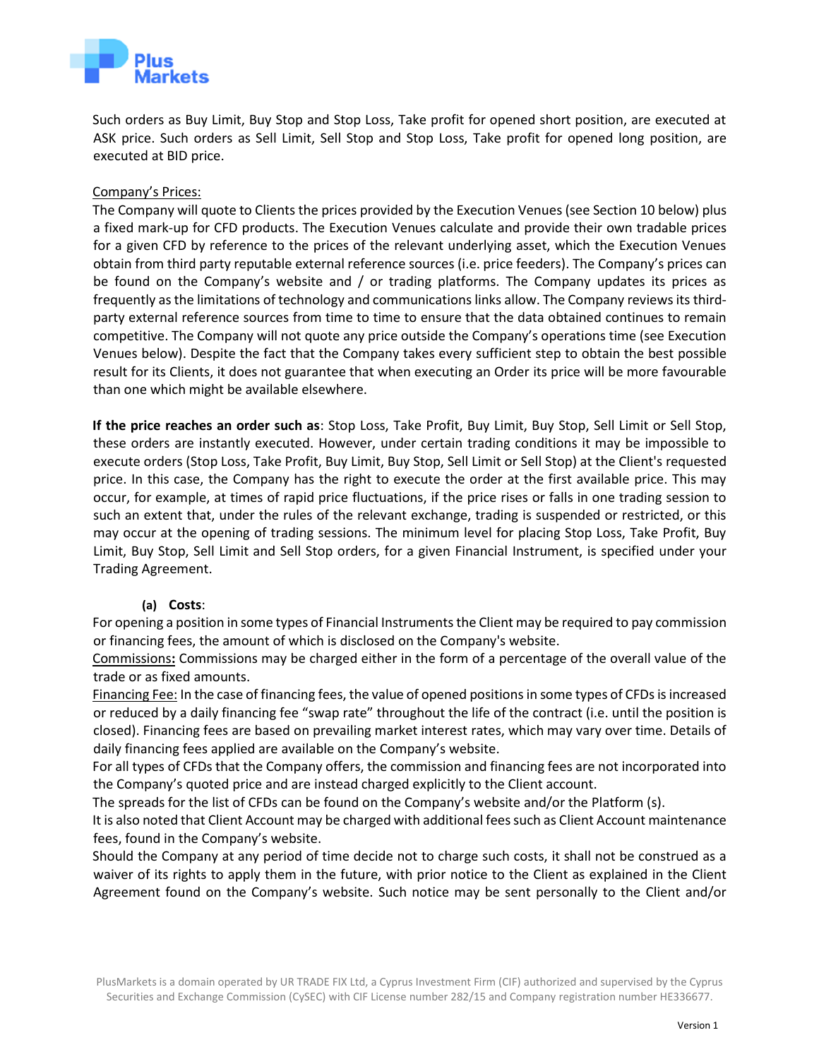Such orders as Buy Limit, Buy Stop and Stop Loss, Take profit for opened short position, are executed at ASK price. Such orders as Sell Limit, Sell Stop and Stop Loss, Take profit for opened long position, are executed at BID price.

Company's Prices:

The Company will quote to Clients the prices provided by the Execution Venues (see Section 10 below) plus a fixed mark-up for CFD products. The Execution Venues calculate and provide their own tradable prices for a given CFD by reference to the prices of the relevant underlying asset, which the Execution Venues obtain from third party reputable external reference sources (i.e. price feeders). The Company's prices can be found on the Company's website and / or trading platforms. The Company updates its prices as frequently as the limitations of technology and communications links allow. The Company reviews its third-party external reference sources from time to time to ensure that the data obtained continues to remain competitive. The Company will not quote any price outside the Company's operations time (see Execution Venues below). Despite the fact that the Company takes every sufficient step to obtain the best possible result for its Clients, it does not guarantee that when executing an Order its price will be more favourable than one which might be available elsewhere.

**If the price reaches an order such as**: Stop Loss, Take Profit, Buy Limit, Buy Stop, Sell Limit or Sell Stop, these orders are instantly executed. However, under certain trading conditions it may be impossible to execute orders (Stop Loss, Take Profit, Buy Limit, Buy Stop, Sell Limit or Sell Stop) at the Client's requested price. In this case, the Company has the right to execute the order at the first available price. This may occur, for example, at times of rapid price fluctuations, if the price rises or falls in one trading session to such an extent that, under the rules of the relevant exchange, trading is suspended or restricted, or this may occur at the opening of trading sessions. The minimum level for placing Stop Loss, Take Profit, Buy Limit, Buy Stop, Sell Limit and Sell Stop orders, for a given Financial Instrument, is specified under your Trading Agreement.

**(a) Costs**:

For opening a position in some types of Financial Instruments the Client may be required to pay commission or financing fees, the amount of which is disclosed on the Company's website.

Commissions**:** Commissions may be charged either in the form of a percentage of the overall value of the trade or as fixed amounts.

Financing Fee: In the case of financing fees, the value of opened positions in some types of CFDs is increased or reduced by a daily financing fee "swap rate" throughout the life of the contract (i.e. until the position is closed). Financing fees are based on prevailing market interest rates, which may vary over time. Details of daily financing fees applied are available on the Company's website.

For all types of CFDs that the Company offers, the commission and financing fees are not incorporated into the Company's quoted price and are instead charged explicitly to the Client account.

The spreads for the list of CFDs can be found on the Company's website and/or the Platform (s).

It is also noted that Client Account may be charged with additional fees such as Client Account maintenance fees, found in the Company's website.

Should the Company at any period of time decide not to charge such costs, it shall not be construed as a waiver of its rights to apply them in the future, with prior notice to the Client as explained in the Client Agreement found on the Company's website. Such notice may be sent personally to the Client and/or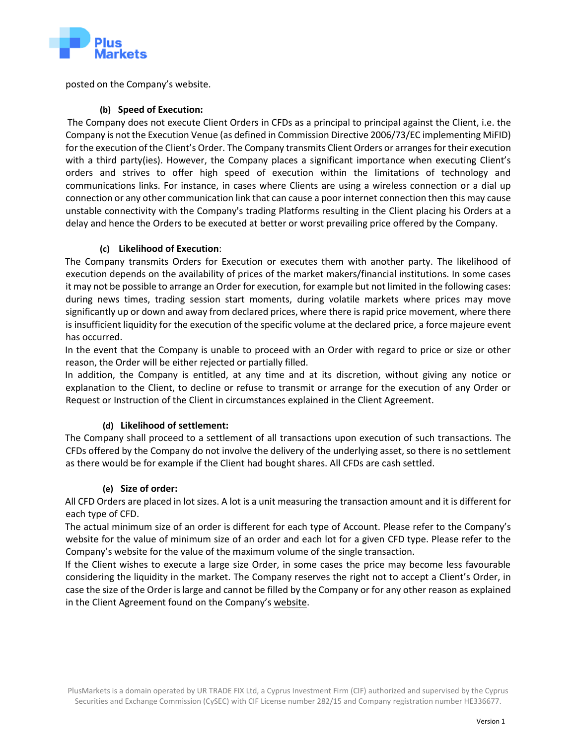posted on the Company's website.

**(b) Speed of Execution:**

The Company does not execute Client Orders in CFDs as a principal to principal against the Client, i.e. the Company is not the Execution Venue (as defined in Commission Directive 2006/73/EC implementing MiFID) for the execution of the Client's Order. The Company transmits Client Orders or arranges for their execution with a third party(ies). However, the Company places a significant importance when executing Client's orders and strives to offer high speed of execution within the limitations of technology and communications links. For instance, in cases where Clients are using a wireless connection or a dial up connection or any other communication link that can cause a poor internet connection then this may cause unstable connectivity with the Company's trading Platforms resulting in the Client placing his Orders at a delay and hence the Orders to be executed at better or worst prevailing price offered by the Company.

**(c) Likelihood of Execution:**

The Company transmits Orders for Execution or executes them with another party. The likelihood of execution depends on the availability of prices of the market makers/financial institutions. In some cases it may not be possible to arrange an Order for execution, for example but not limited in the following cases: during news times, trading session start moments, during volatile markets where prices may move significantly up or down and away from declared prices, where there is rapid price movement, where there is insufficient liquidity for the execution of the specific volume at the declared price, a force majeure event has occurred.

In the event that the Company is unable to proceed with an Order with regard to price or size or other reason, the Order will be either rejected or partially filled.

In addition, the Company is entitled, at any time and at its discretion, without giving any notice or explanation to the Client, to decline or refuse to transmit or arrange for the execution of any Order or Request or Instruction of the Client in circumstances explained in the Client Agreement.

**(d) Likelihood of settlement:**

The Company shall proceed to a settlement of all transactions upon execution of such transactions. The CFDs offered by the Company do not involve the delivery of the underlying asset, so there is no settlement as there would be for example if the Client had bought shares. All CFDs are cash settled.

**(e) Size of order:**

All CFD Orders are placed in lot sizes. A lot is a unit measuring the transaction amount and it is different for each type of CFD.

The actual minimum size of an order is different for each type of Account. Please refer to the Company's website for the value of minimum size of an order and each lot for a given CFD type. Please refer to the Company's website for the value of the maximum volume of the single transaction.

If the Client wishes to execute a large size Order, in some cases the price may become less favourable considering the liquidity in the market. The Company reserves the right not to accept a Client's Order, in case the size of the Order is large and cannot be filled by the Company or for any other reason as explained in the Client Agreement found on the Company's website.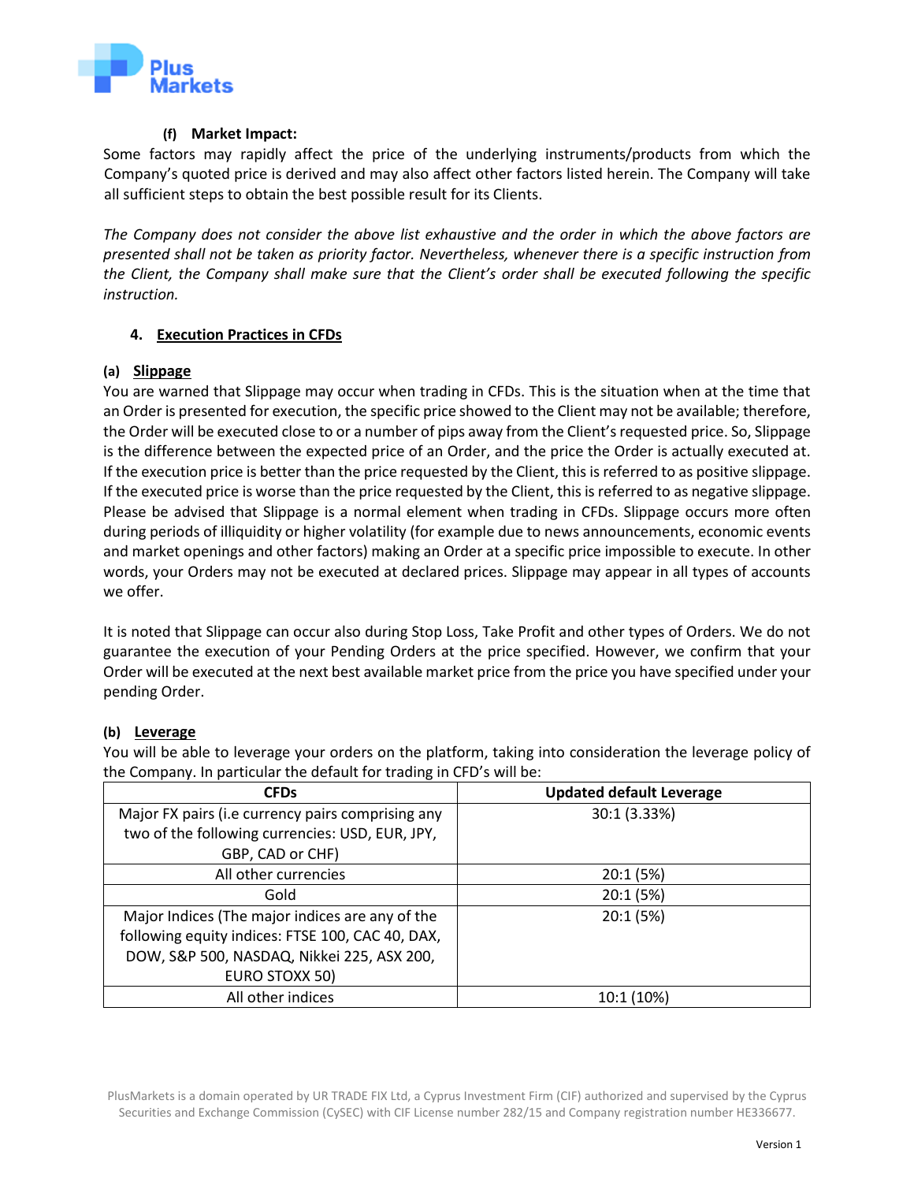#### (f) Market Impact:

Some factors may rapidly affect the price of the underlying instruments/products from which the Company's quoted price is derived and may also affect other factors listed herein. The Company will take all sufficient steps to obtain the best possible result for its Clients.

*The Company does not consider the above list exhaustive and the order in which the above factors are presented shall not be taken as priority factor. Nevertheless, whenever there is a specific instruction from the Client, the Company shall make sure that the Client's order shall be executed following the specific instruction.*

## 4. Execution Practices in CFDs

### (a) Slippage

You are warned that Slippage may occur when trading in CFDs. This is the situation when at the time that an Order is presented for execution, the specific price showed to the Client may not be available; therefore, the Order will be executed close to or a number of pips away from the Client's requested price. So, Slippage is the difference between the expected price of an Order, and the price the Order is actually executed at. If the execution price is better than the price requested by the Client, this is referred to as positive slippage. If the executed price is worse than the price requested by the Client, this is referred to as negative slippage. Please be advised that Slippage is a normal element when trading in CFDs. Slippage occurs more often during periods of illiquidity or higher volatility (for example due to news announcements, economic events and market openings and other factors) making an Order at a specific price impossible to execute. In other words, your Orders may not be executed at declared prices. Slippage may appear in all types of accounts we offer.

It is noted that Slippage can occur also during Stop Loss, Take Profit and other types of Orders. We do not guarantee the execution of your Pending Orders at the price specified. However, we confirm that your Order will be executed at the next best available market price from the price you have specified under your pending Order.

### (b) Leverage

You will be able to leverage your orders on the platform, taking into consideration the leverage policy of the Company. In particular the default for trading in CFD's will be:

| CFDs | Updated default Leverage |
|---|---|
| Major FX pairs (i.e currency pairs comprising any two of the following currencies: USD, EUR, JPY, GBP, CAD or CHF) | 30:1 (3.33%) |
| All other currencies | 20:1 (5%) |
| Gold | 20:1 (5%) |
| Major Indices (The major indices are any of the following equity indices: FTSE 100, CAC 40, DAX, DOW, S&P 500, NASDAQ, Nikkei 225, ASX 200, EURO STOXX 50) | 20:1 (5%) |
| All other indices | 10:1 (10%) |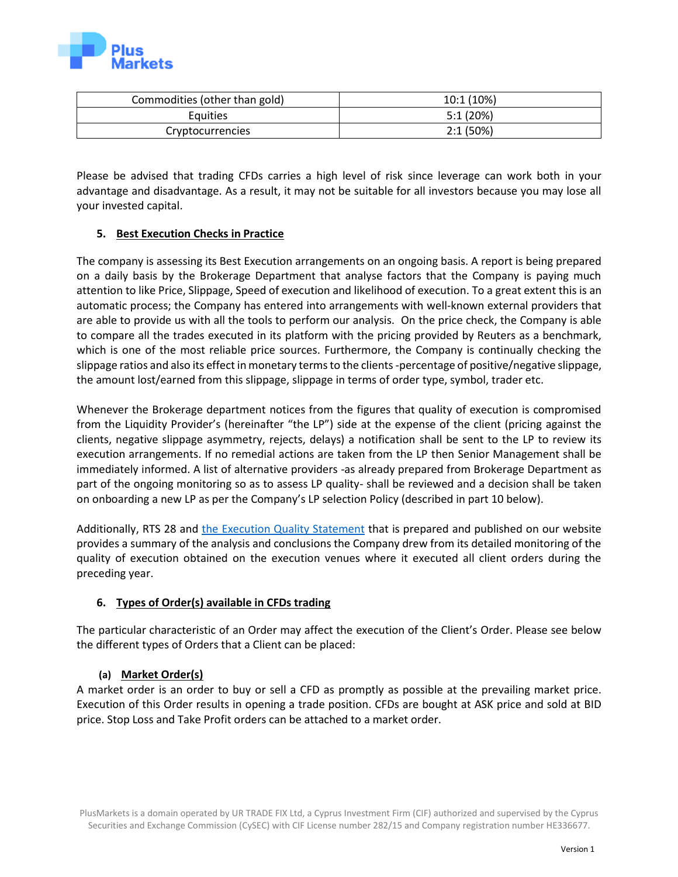| Commodities (other than gold) | 10:1 (10%) |
|---|---|
| Equities | 5:1 (20%) |
| Cryptocurrencies | 2:1 (50%) |

Please be advised that trading CFDs carries a high level of risk since leverage can work both in your advantage and disadvantage. As a result, it may not be suitable for all investors because you may lose all your invested capital.

## 5. Best Execution Checks in Practice

The company is assessing its Best Execution arrangements on an ongoing basis. A report is being prepared on a daily basis by the Brokerage Department that analyse factors that the Company is paying much attention to like Price, Slippage, Speed of execution and likelihood of execution. To a great extent this is an automatic process; the Company has entered into arrangements with well-known external providers that are able to provide us with all the tools to perform our analysis. On the price check, the Company is able to compare all the trades executed in its platform with the pricing provided by Reuters as a benchmark, which is one of the most reliable price sources. Furthermore, the Company is continually checking the slippage ratios and also its effect in monetary terms to the clients -percentage of positive/negative slippage, the amount lost/earned from this slippage, slippage in terms of order type, symbol, trader etc.

Whenever the Brokerage department notices from the figures that quality of execution is compromised from the Liquidity Provider's (hereinafter "the LP") side at the expense of the client (pricing against the clients, negative slippage asymmetry, rejects, delays) a notification shall be sent to the LP to review its execution arrangements. If no remedial actions are taken from the LP then Senior Management shall be immediately informed. A list of alternative providers -as already prepared from Brokerage Department as part of the ongoing monitoring so as to assess LP quality- shall be reviewed and a decision shall be taken on onboarding a new LP as per the Company's LP selection Policy (described in part 10 below).

Additionally, RTS 28 and the Execution Quality Statement that is prepared and published on our website provides a summary of the analysis and conclusions the Company drew from its detailed monitoring of the quality of execution obtained on the execution venues where it executed all client orders during the preceding year.

## 6. Types of Order(s) available in CFDs trading

The particular characteristic of an Order may affect the execution of the Client's Order. Please see below the different types of Orders that a Client can be placed:

### (a) Market Order(s)

A market order is an order to buy or sell a CFD as promptly as possible at the prevailing market price. Execution of this Order results in opening a trade position. CFDs are bought at ASK price and sold at BID price. Stop Loss and Take Profit orders can be attached to a market order.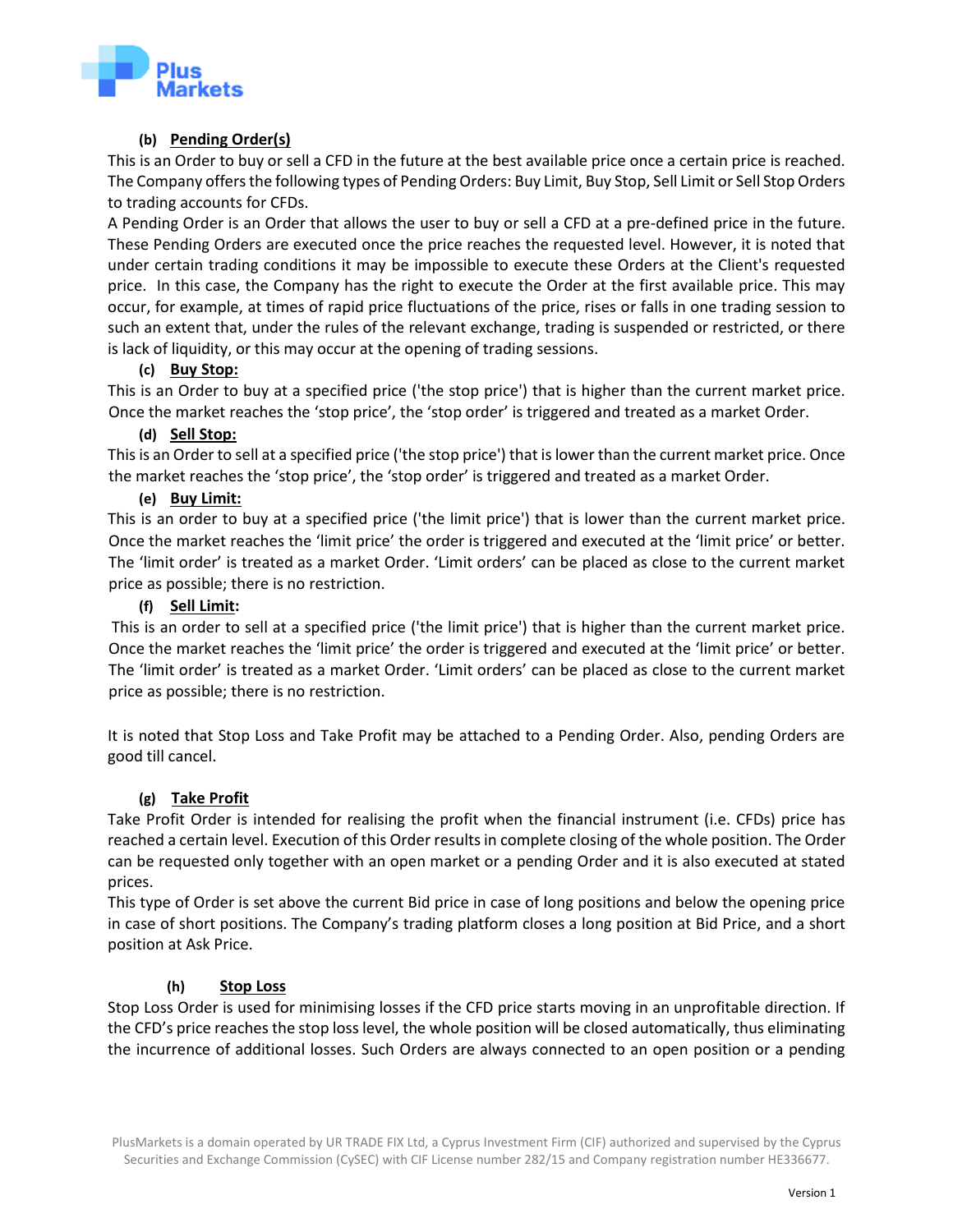#### (b) Pending Order(s)

This is an Order to buy or sell a CFD in the future at the best available price once a certain price is reached. The Company offers the following types of Pending Orders: Buy Limit, Buy Stop, Sell Limit or Sell Stop Orders to trading accounts for CFDs.

A Pending Order is an Order that allows the user to buy or sell a CFD at a pre-defined price in the future. These Pending Orders are executed once the price reaches the requested level. However, it is noted that under certain trading conditions it may be impossible to execute these Orders at the Client's requested price. In this case, the Company has the right to execute the Order at the first available price. This may occur, for example, at times of rapid price fluctuations of the price, rises or falls in one trading session to such an extent that, under the rules of the relevant exchange, trading is suspended or restricted, or there is lack of liquidity, or this may occur at the opening of trading sessions.

#### (c) Buy Stop:

This is an Order to buy at a specified price ('the stop price') that is higher than the current market price. Once the market reaches the 'stop price', the 'stop order' is triggered and treated as a market Order.

#### (d) Sell Stop:

This is an Order to sell at a specified price ('the stop price') that is lower than the current market price. Once the market reaches the 'stop price', the 'stop order' is triggered and treated as a market Order.

#### (e) Buy Limit:

This is an order to buy at a specified price ('the limit price') that is lower than the current market price. Once the market reaches the 'limit price' the order is triggered and executed at the 'limit price' or better. The 'limit order' is treated as a market Order. 'Limit orders' can be placed as close to the current market price as possible; there is no restriction.

#### (f) Sell Limit:

This is an order to sell at a specified price ('the limit price') that is higher than the current market price. Once the market reaches the 'limit price' the order is triggered and executed at the 'limit price' or better. The 'limit order' is treated as a market Order. 'Limit orders' can be placed as close to the current market price as possible; there is no restriction.

It is noted that Stop Loss and Take Profit may be attached to a Pending Order. Also, pending Orders are good till cancel.

#### (g) Take Profit

Take Profit Order is intended for realising the profit when the financial instrument (i.e. CFDs) price has reached a certain level. Execution of this Order results in complete closing of the whole position. The Order can be requested only together with an open market or a pending Order and it is also executed at stated prices.

This type of Order is set above the current Bid price in case of long positions and below the opening price in case of short positions. The Company's trading platform closes a long position at Bid Price, and a short position at Ask Price.

#### (h) Stop Loss

Stop Loss Order is used for minimising losses if the CFD price starts moving in an unprofitable direction. If the CFD's price reaches the stop loss level, the whole position will be closed automatically, thus eliminating the incurrence of additional losses. Such Orders are always connected to an open position or a pending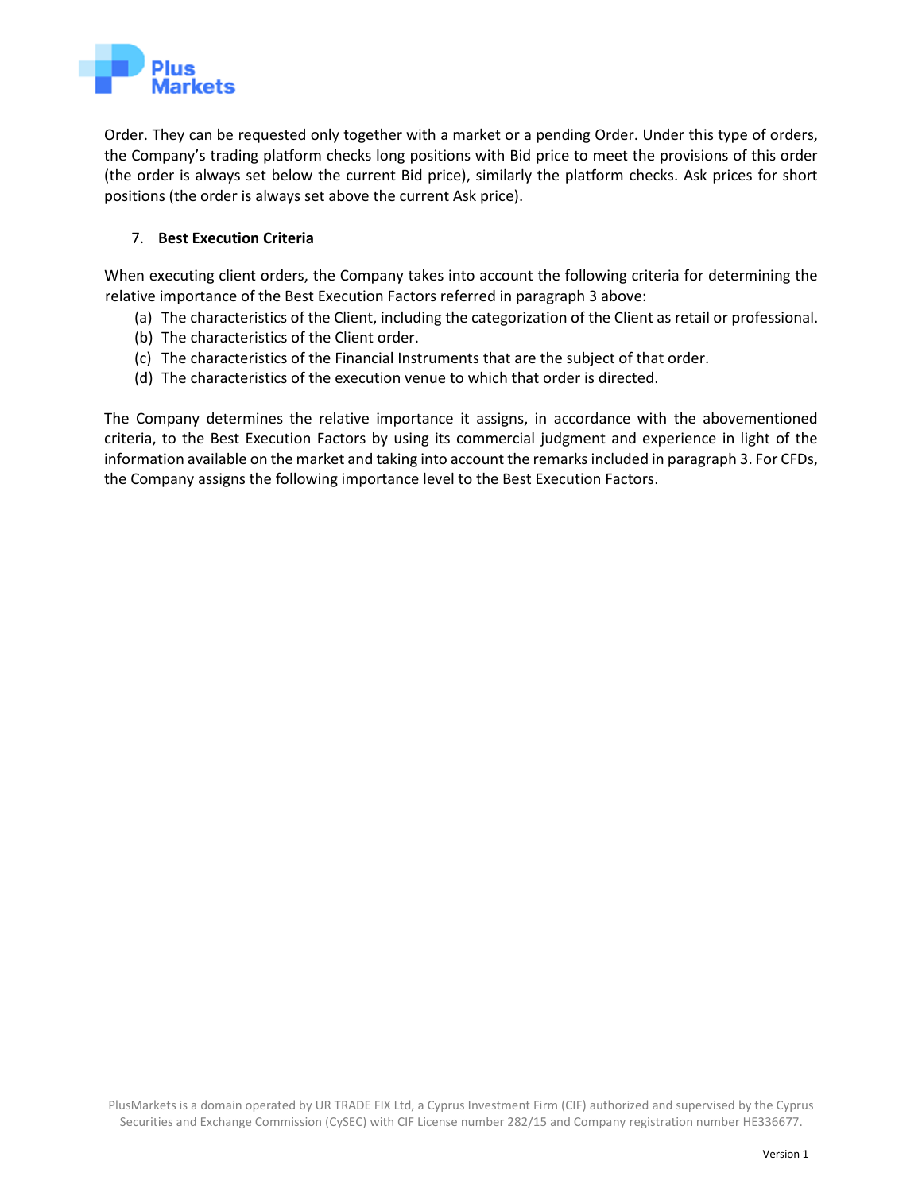Order. They can be requested only together with a market or a pending Order. Under this type of orders, the Company's trading platform checks long positions with Bid price to meet the provisions of this order (the order is always set below the current Bid price), similarly the platform checks. Ask prices for short positions (the order is always set above the current Ask price).

## 7. **Best Execution Criteria**

When executing client orders, the Company takes into account the following criteria for determining the relative importance of the Best Execution Factors referred in paragraph 3 above:

(a) The characteristics of the Client, including the categorization of the Client as retail or professional.
(b) The characteristics of the Client order.
(c) The characteristics of the Financial Instruments that are the subject of that order.
(d) The characteristics of the execution venue to which that order is directed.

The Company determines the relative importance it assigns, in accordance with the abovementioned criteria, to the Best Execution Factors by using its commercial judgment and experience in light of the information available on the market and taking into account the remarks included in paragraph 3. For CFDs, the Company assigns the following importance level to the Best Execution Factors.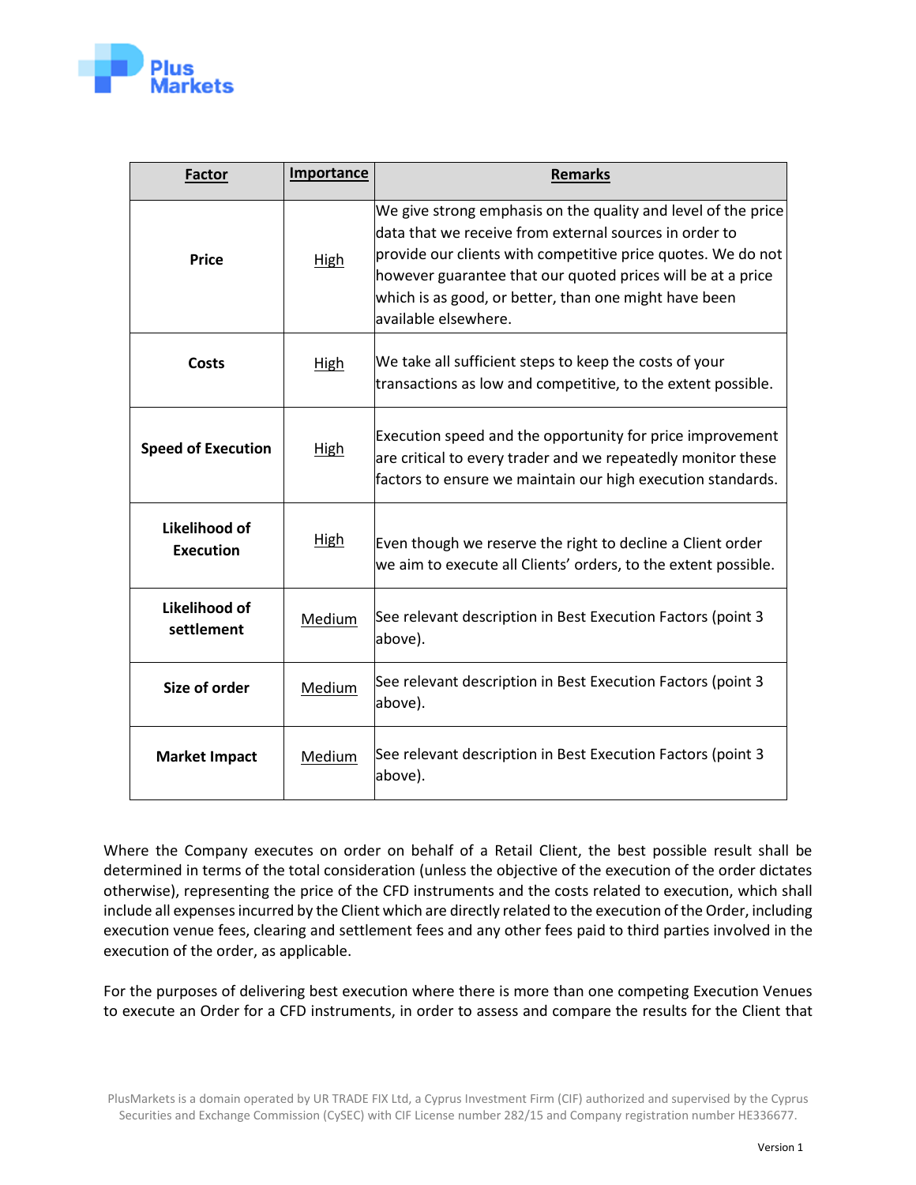| Factor | Importance | Remarks |
|---|---|---|
| **Price** | High | We give strong emphasis on the quality and level of the price data that we receive from external sources in order to provide our clients with competitive price quotes. We do not however guarantee that our quoted prices will be at a price which is as good, or better, than one might have been available elsewhere. |
| **Costs** | High | We take all sufficient steps to keep the costs of your transactions as low and competitive, to the extent possible. |
| **Speed of Execution** | High | Execution speed and the opportunity for price improvement are critical to every trader and we repeatedly monitor these factors to ensure we maintain our high execution standards. |
| **Likelihood of Execution** | High | Even though we reserve the right to decline a Client order we aim to execute all Clients' orders, to the extent possible. |
| **Likelihood of settlement** | Medium | See relevant description in Best Execution Factors (point 3 above). |
| **Size of order** | Medium | See relevant description in Best Execution Factors (point 3 above). |
| **Market Impact** | Medium | See relevant description in Best Execution Factors (point 3 above). |

Where the Company executes on order on behalf of a Retail Client, the best possible result shall be determined in terms of the total consideration (unless the objective of the execution of the order dictates otherwise), representing the price of the CFD instruments and the costs related to execution, which shall include all expenses incurred by the Client which are directly related to the execution of the Order, including execution venue fees, clearing and settlement fees and any other fees paid to third parties involved in the execution of the order, as applicable.

For the purposes of delivering best execution where there is more than one competing Execution Venues to execute an Order for a CFD instruments, in order to assess and compare the results for the Client that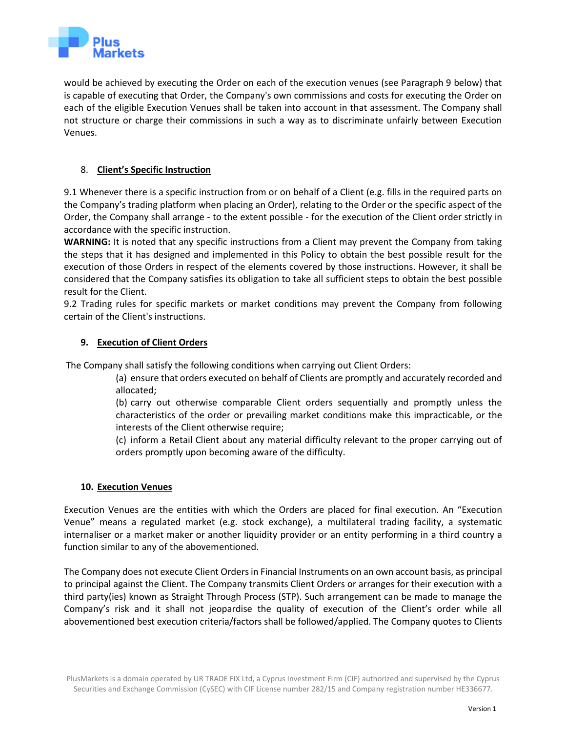would be achieved by executing the Order on each of the execution venues (see Paragraph 9 below) that is capable of executing that Order, the Company's own commissions and costs for executing the Order on each of the eligible Execution Venues shall be taken into account in that assessment. The Company shall not structure or charge their commissions in such a way as to discriminate unfairly between Execution Venues.

## 8. Client's Specific Instruction

9.1 Whenever there is a specific instruction from or on behalf of a Client (e.g. fills in the required parts on the Company's trading platform when placing an Order), relating to the Order or the specific aspect of the Order, the Company shall arrange - to the extent possible - for the execution of the Client order strictly in accordance with the specific instruction.

**WARNING:** It is noted that any specific instructions from a Client may prevent the Company from taking the steps that it has designed and implemented in this Policy to obtain the best possible result for the execution of those Orders in respect of the elements covered by those instructions. However, it shall be considered that the Company satisfies its obligation to take all sufficient steps to obtain the best possible result for the Client.

9.2 Trading rules for specific markets or market conditions may prevent the Company from following certain of the Client's instructions.

## 9. Execution of Client Orders

The Company shall satisfy the following conditions when carrying out Client Orders:

(a) ensure that orders executed on behalf of Clients are promptly and accurately recorded and allocated;

(b) carry out otherwise comparable Client orders sequentially and promptly unless the characteristics of the order or prevailing market conditions make this impracticable, or the interests of the Client otherwise require;

(c) inform a Retail Client about any material difficulty relevant to the proper carrying out of orders promptly upon becoming aware of the difficulty.

## 10. Execution Venues

Execution Venues are the entities with which the Orders are placed for final execution. An "Execution Venue" means a regulated market (e.g. stock exchange), a multilateral trading facility, a systematic internaliser or a market maker or another liquidity provider or an entity performing in a third country a function similar to any of the abovementioned.

The Company does not execute Client Orders in Financial Instruments on an own account basis, as principal to principal against the Client. The Company transmits Client Orders or arranges for their execution with a third party(ies) known as Straight Through Process (STP). Such arrangement can be made to manage the Company's risk and it shall not jeopardise the quality of execution of the Client's order while all abovementioned best execution criteria/factors shall be followed/applied. The Company quotes to Clients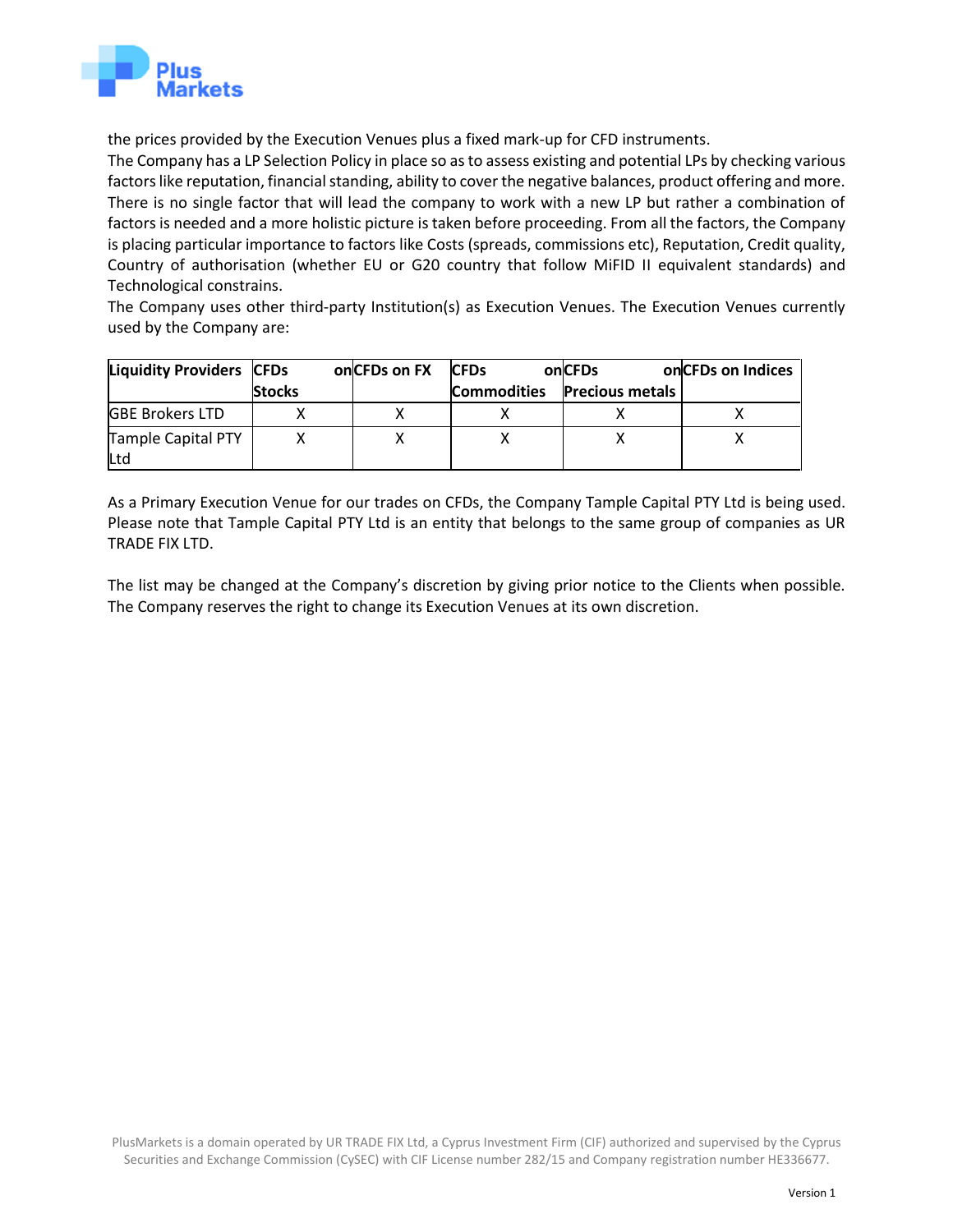the prices provided by the Execution Venues plus a fixed mark-up for CFD instruments.

The Company has a LP Selection Policy in place so as to assess existing and potential LPs by checking various factors like reputation, financial standing, ability to cover the negative balances, product offering and more. There is no single factor that will lead the company to work with a new LP but rather a combination of factors is needed and a more holistic picture is taken before proceeding. From all the factors, the Company is placing particular importance to factors like Costs (spreads, commissions etc), Reputation, Credit quality, Country of authorisation (whether EU or G20 country that follow MiFID II equivalent standards) and Technological constrains.

The Company uses other third-party Institution(s) as Execution Venues. The Execution Venues currently used by the Company are:

| Liquidity Providers | CFDs on Stocks | CFDs on FX | CFDs on Commodities | CFDs on Precious metals | CFDs on Indices |
|---|---|---|---|---|---|
| GBE Brokers LTD | X | X | X | X | X |
| Tample Capital PTY Ltd | X | X | X | X | X |

As a Primary Execution Venue for our trades on CFDs, the Company Tample Capital PTY Ltd is being used. Please note that Tample Capital PTY Ltd is an entity that belongs to the same group of companies as UR TRADE FIX LTD.

The list may be changed at the Company's discretion by giving prior notice to the Clients when possible. The Company reserves the right to change its Execution Venues at its own discretion.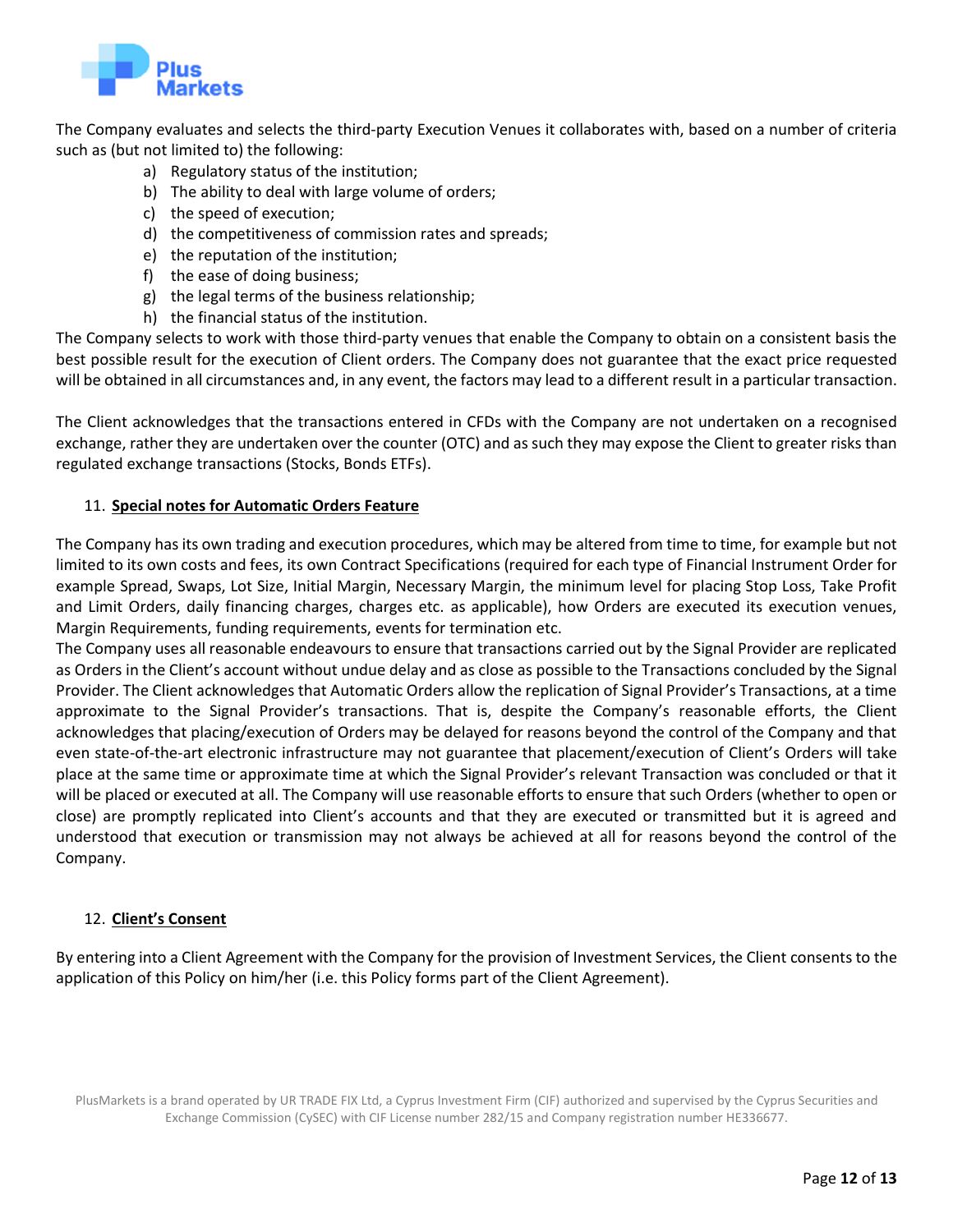The Company evaluates and selects the third-party Execution Venues it collaborates with, based on a number of criteria such as (but not limited to) the following:

a) Regulatory status of the institution;
b) The ability to deal with large volume of orders;
c) the speed of execution;
d) the competitiveness of commission rates and spreads;
e) the reputation of the institution;
f) the ease of doing business;
g) the legal terms of the business relationship;
h) the financial status of the institution.

The Company selects to work with those third-party venues that enable the Company to obtain on a consistent basis the best possible result for the execution of Client orders. The Company does not guarantee that the exact price requested will be obtained in all circumstances and, in any event, the factors may lead to a different result in a particular transaction.

The Client acknowledges that the transactions entered in CFDs with the Company are not undertaken on a recognised exchange, rather they are undertaken over the counter (OTC) and as such they may expose the Client to greater risks than regulated exchange transactions (Stocks, Bonds ETFs).

## 11. Special notes for Automatic Orders Feature

The Company has its own trading and execution procedures, which may be altered from time to time, for example but not limited to its own costs and fees, its own Contract Specifications (required for each type of Financial Instrument Order for example Spread, Swaps, Lot Size, Initial Margin, Necessary Margin, the minimum level for placing Stop Loss, Take Profit and Limit Orders, daily financing charges, charges etc. as applicable), how Orders are executed its execution venues, Margin Requirements, funding requirements, events for termination etc.

The Company uses all reasonable endeavours to ensure that transactions carried out by the Signal Provider are replicated as Orders in the Client's account without undue delay and as close as possible to the Transactions concluded by the Signal Provider. The Client acknowledges that Automatic Orders allow the replication of Signal Provider's Transactions, at a time approximate to the Signal Provider's transactions. That is, despite the Company's reasonable efforts, the Client acknowledges that placing/execution of Orders may be delayed for reasons beyond the control of the Company and that even state-of-the-art electronic infrastructure may not guarantee that placement/execution of Client's Orders will take place at the same time or approximate time at which the Signal Provider's relevant Transaction was concluded or that it will be placed or executed at all. The Company will use reasonable efforts to ensure that such Orders (whether to open or close) are promptly replicated into Client's accounts and that they are executed or transmitted but it is agreed and understood that execution or transmission may not always be achieved at all for reasons beyond the control of the Company.

## 12. Client's Consent

By entering into a Client Agreement with the Company for the provision of Investment Services, the Client consents to the application of this Policy on him/her (i.e. this Policy forms part of the Client Agreement).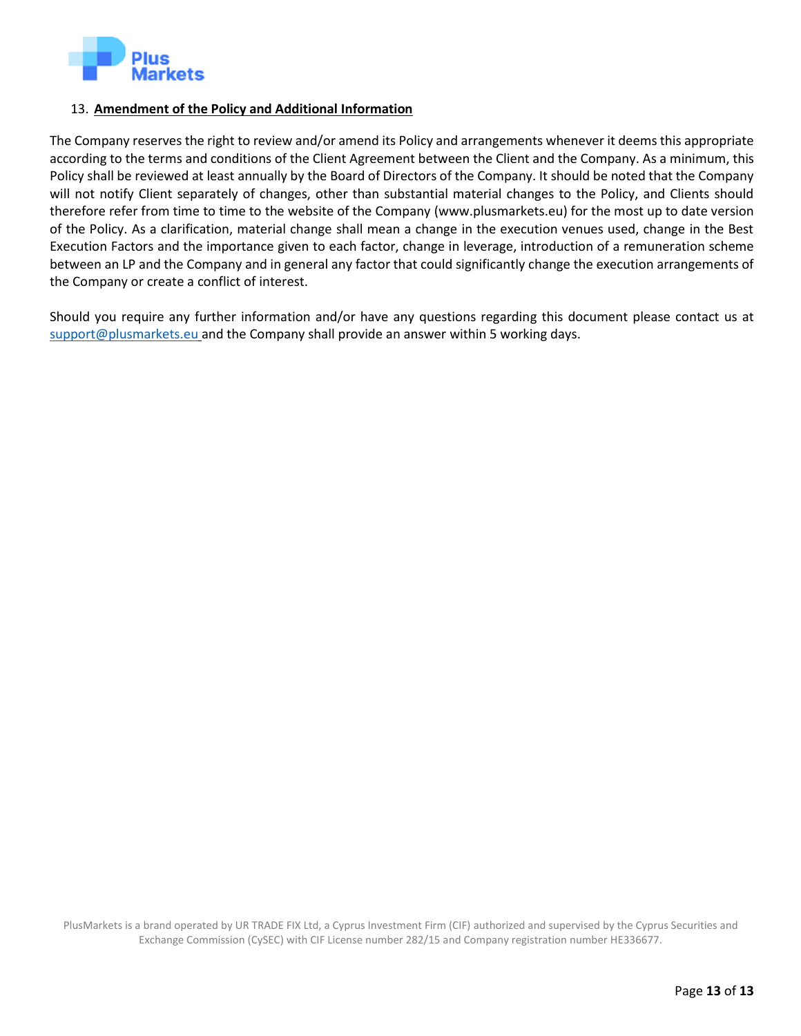## 13. **Amendment of the Policy and Additional Information**

The Company reserves the right to review and/or amend its Policy and arrangements whenever it deems this appropriate according to the terms and conditions of the Client Agreement between the Client and the Company. As a minimum, this Policy shall be reviewed at least annually by the Board of Directors of the Company. It should be noted that the Company will not notify Client separately of changes, other than substantial material changes to the Policy, and Clients should therefore refer from time to time to the website of the Company (www.plusmarkets.eu) for the most up to date version of the Policy. As a clarification, material change shall mean a change in the execution venues used, change in the Best Execution Factors and the importance given to each factor, change in leverage, introduction of a remuneration scheme between an LP and the Company and in general any factor that could significantly change the execution arrangements of the Company or create a conflict of interest.

Should you require any further information and/or have any questions regarding this document please contact us at support@plusmarkets.eu and the Company shall provide an answer within 5 working days.